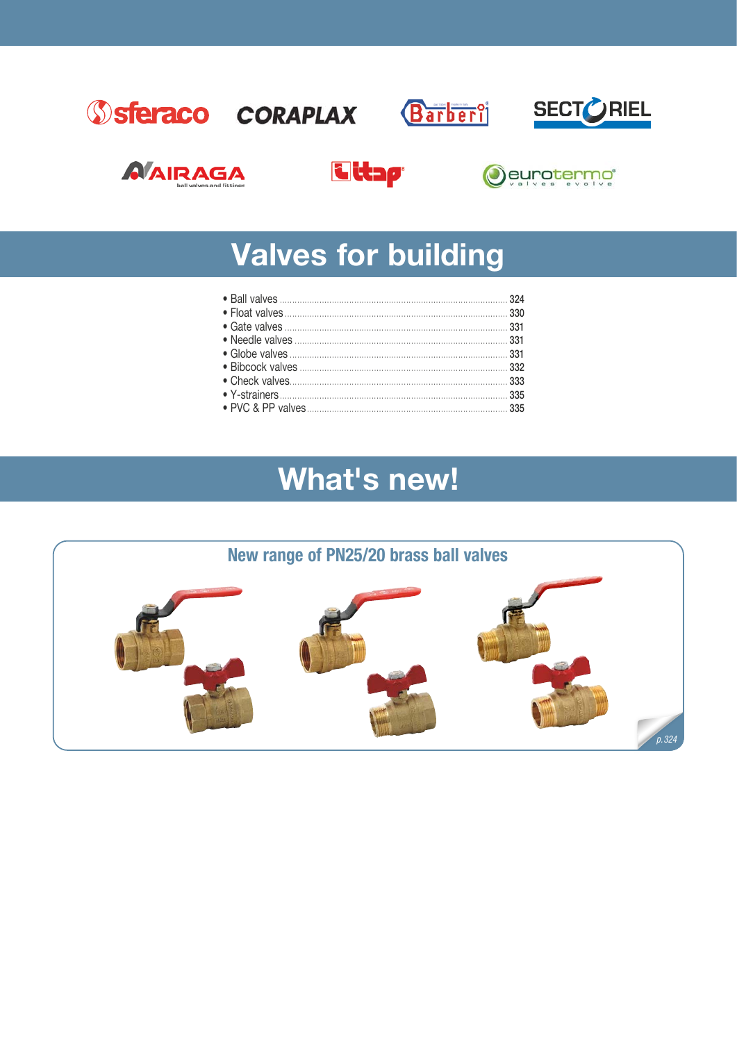# Valves for building

- Ball valves ........................................ 324
- Float valves ........................................ 330
- Gate valves ........................................ 331
- Needle valves ........................................ 331
- Globe valves ........................................ 331
- Bibcock valves ........................................ 332
- Check valves ........................................ 333
- Y-strainers ........................................ 335
- PVC & PP valves ........................................ 335

# What's new!

## New range of PN25/20 brass ball valves

*p. 324*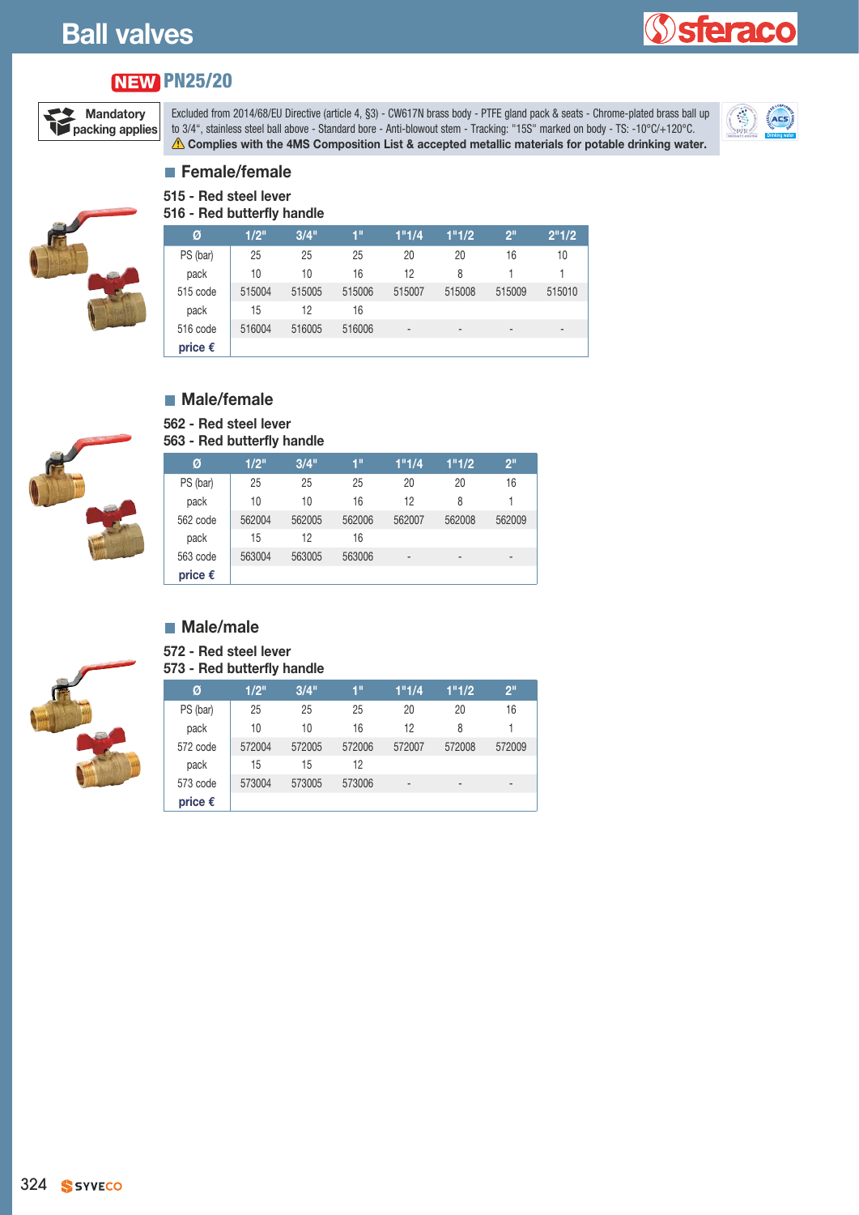# Ball valves

**NEW** **PN25/20**

**Mandatory packing applies**

Excluded from 2014/68/EU Directive (article 4, §3) - CW617N brass body - PTFE gland pack & seats - Chrome-plated brass ball up to 3/4", stainless steel ball above - Standard bore - Anti-blowout stem - Tracking: "15S" marked on body - TS: -10°C/+120°C.
⚠ **Complies with the 4MS Composition List & accepted metallic materials for potable drinking water.**

## Female/female

**515 - Red steel lever**
**516 - Red butterfly handle**

| Ø | 1/2" | 3/4" | 1" | 1"1/4 | 1"1/2 | 2" | 2"1/2 |
|---|---|---|---|---|---|---|---|
| PS (bar) | 25 | 25 | 25 | 20 | 20 | 16 | 10 |
| pack | 10 | 10 | 16 | 12 | 8 | 1 | 1 |
| 515 code | 515004 | 515005 | 515006 | 515007 | 515008 | 515009 | 515010 |
| pack | 15 | 12 | 16 | | | | |
| 516 code | 516004 | 516005 | 516006 | - | - | - | - |
| price € | | | | | | | |

## Male/female

**562 - Red steel lever**
**563 - Red butterfly handle**

| Ø | 1/2" | 3/4" | 1" | 1"1/4 | 1"1/2 | 2" |
|---|---|---|---|---|---|---|
| PS (bar) | 25 | 25 | 25 | 20 | 20 | 16 |
| pack | 10 | 10 | 16 | 12 | 8 | 1 |
| 562 code | 562004 | 562005 | 562006 | 562007 | 562008 | 562009 |
| pack | 15 | 12 | 16 | | | |
| 563 code | 563004 | 563005 | 563006 | - | - | - |
| price € | | | | | | |

## Male/male

**572 - Red steel lever**
**573 - Red butterfly handle**

| Ø | 1/2" | 3/4" | 1" | 1"1/4 | 1"1/2 | 2" |
|---|---|---|---|---|---|---|
| PS (bar) | 25 | 25 | 25 | 20 | 20 | 16 |
| pack | 10 | 10 | 16 | 12 | 8 | 1 |
| 572 code | 572004 | 572005 | 572006 | 572007 | 572008 | 572009 |
| pack | 15 | 15 | 12 | | | |
| 573 code | 573004 | 573005 | 573006 | - | - | - |
| price € | | | | | | |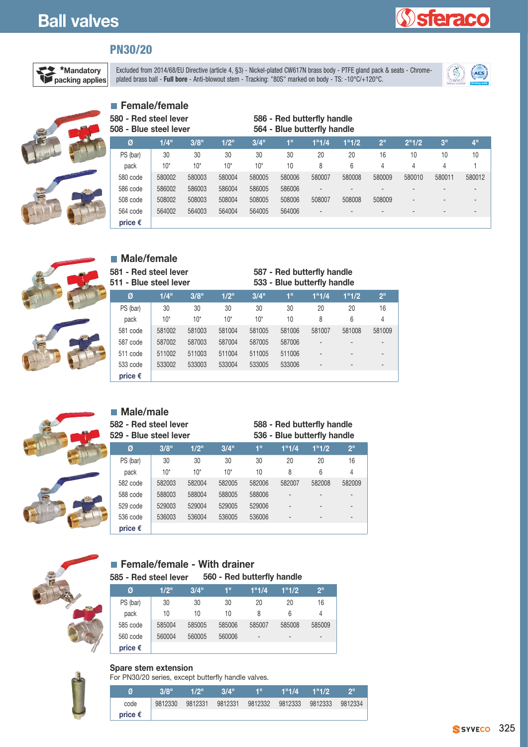# Ball valves

## PN30/20

***Mandatory packing applies**

Excluded from 2014/68/EU Directive (article 4, §3) - Nickel-plated CW617N brass body - PTFE gland pack & seats - Chrome-plated brass ball - **Full bore** - Anti-blowout stem - Tracking: "80S" marked on body - TS: -10°C/+120°C.

### Female/female

**580 - Red steel lever**
**508 - Blue steel lever**
**586 - Red butterfly handle**
**564 - Blue butterfly handle**

| Ø | 1/4" | 3/8" | 1/2" | 3/4" | 1" | 1"1/4 | 1"1/2 | 2" | 2"1/2 | 3" | 4" |
|---|---|---|---|---|---|---|---|---|---|---|---|
| PS (bar) | 30 | 30 | 30 | 30 | 30 | 20 | 20 | 16 | 10 | 10 | 10 |
| pack | 10* | 10* | 10* | 10* | 10 | 8 | 6 | 4 | 4 | 4 | 1 |
| 580 code | 580002 | 580003 | 580004 | 580005 | 580006 | 580007 | 580008 | 580009 | 580010 | 580011 | 580012 |
| 586 code | 586002 | 586003 | 586004 | 586005 | 586006 | - | - | - | - | - | - |
| 508 code | 508002 | 508003 | 508004 | 508005 | 508006 | 508007 | 508008 | 508009 | - | - | - |
| 564 code | 564002 | 564003 | 564004 | 564005 | 564006 | - | - | - | - | - | - |
| **price €** | | | | | | | | | | | |

### Male/female

**581 - Red steel lever**
**511 - Blue steel lever**
**587 - Red butterfly handle**
**533 - Blue butterfly handle**

| Ø | 1/4" | 3/8" | 1/2" | 3/4" | 1" | 1"1/4 | 1"1/2 | 2" |
|---|---|---|---|---|---|---|---|---|
| PS (bar) | 30 | 30 | 30 | 30 | 30 | 20 | 20 | 16 |
| pack | 10* | 10* | 10* | 10* | 10 | 8 | 6 | 4 |
| 581 code | 581002 | 581003 | 581004 | 581005 | 581006 | 581007 | 581008 | 581009 |
| 587 code | 587002 | 587003 | 587004 | 587005 | 587006 | - | - | - |
| 511 code | 511002 | 511003 | 511004 | 511005 | 511006 | - | - | - |
| 533 code | 533002 | 533003 | 533004 | 533005 | 533006 | - | - | - |
| **price €** | | | | | | | | |

### Male/male

**582 - Red steel lever**
**529 - Blue steel lever**
**588 - Red butterfly handle**
**536 - Blue butterfly handle**

| Ø | 3/8" | 1/2" | 3/4" | 1" | 1"1/4 | 1"1/2 | 2" |
|---|---|---|---|---|---|---|---|
| PS (bar) | 30 | 30 | 30 | 30 | 20 | 20 | 16 |
| pack | 10* | 10* | 10* | 10 | 8 | 6 | 4 |
| 582 code | 582003 | 582004 | 582005 | 582006 | 582007 | 582008 | 582009 |
| 588 code | 588003 | 588004 | 588005 | 588006 | - | - | - |
| 529 code | 529003 | 529004 | 529005 | 529006 | - | - | - |
| 536 code | 536003 | 536004 | 536005 | 536006 | - | - | - |
| **price €** | | | | | | | |

### Female/female - With drainer

**585 - Red steel lever**
**560 - Red butterfly handle**

| Ø | 1/2" | 3/4" | 1" | 1"1/4 | 1"1/2 | 2" |
|---|---|---|---|---|---|---|
| PS (bar) | 30 | 30 | 30 | 20 | 20 | 16 |
| pack | 10 | 10 | 10 | 8 | 6 | 4 |
| 585 code | 585004 | 585005 | 585006 | 585007 | 585008 | 585009 |
| 560 code | 560004 | 560005 | 560006 | - | - | - |
| **price €** | | | | | | |

**Spare stem extension**

For PN30/20 series, except butterfly handle valves.

| Ø | 3/8" | 1/2" | 3/4" | 1" | 1"1/4 | 1"1/2 | 2" |
|---|---|---|---|---|---|---|---|
| code | 9812330 | 9812331 | 9812331 | 9812332 | 9812333 | 9812333 | 9812334 |
| **price €** | | | | | | | |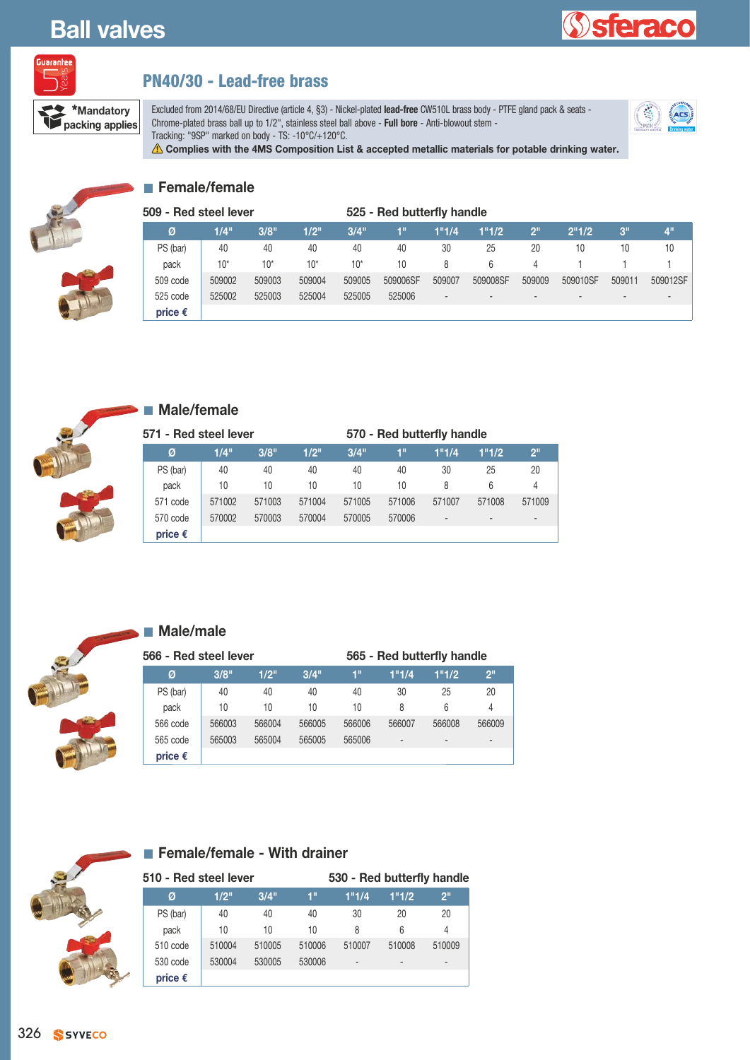# Ball valves

Guarantee 5 Years

***Mandatory packing applies**

## PN40/30 - Lead-free brass

Excluded from 2014/68/EU Directive (article 4, §3) - Nickel-plated **lead-free** CW510L brass body - PTFE gland pack & seats - Chrome-plated brass ball up to 1/2", stainless steel ball above - **Full bore** - Anti-blowout stem - Tracking: "9SP" marked on body - TS: -10°C/+120°C.

⚠ **Complies with the 4MS Composition List & accepted metallic materials for potable drinking water.**

### Female/female

509 - Red steel lever / 525 - Red butterfly handle

| Ø | 1/4" | 3/8" | 1/2" | 3/4" | 1" | 1"1/4 | 1"1/2 | 2" | 2"1/2 | 3" | 4" |
|---|---|---|---|---|---|---|---|---|---|---|---|
| PS (bar) | 40 | 40 | 40 | 40 | 40 | 30 | 25 | 20 | 10 | 10 | 10 |
| pack | 10* | 10* | 10* | 10* | 10 | 8 | 6 | 4 | 1 | 1 | 1 |
| 509 code | 509002 | 509003 | 509004 | 509005 | 509006SF | 509007 | 509008SF | 509009 | 509010SF | 509011 | 509012SF |
| 525 code | 525002 | 525003 | 525004 | 525005 | 525006 | - | - | - | - | - | - |
| price € | | | | | | | | | | | |

### Male/female

571 - Red steel lever / 570 - Red butterfly handle

| Ø | 1/4" | 3/8" | 1/2" | 3/4" | 1" | 1"1/4 | 1"1/2 | 2" |
|---|---|---|---|---|---|---|---|---|
| PS (bar) | 40 | 40 | 40 | 40 | 40 | 30 | 25 | 20 |
| pack | 10 | 10 | 10 | 10 | 10 | 8 | 6 | 4 |
| 571 code | 571002 | 571003 | 571004 | 571005 | 571006 | 571007 | 571008 | 571009 |
| 570 code | 570002 | 570003 | 570004 | 570005 | 570006 | - | - | - |
| price € | | | | | | | | |

### Male/male

566 - Red steel lever / 565 - Red butterfly handle

| Ø | 3/8" | 1/2" | 3/4" | 1" | 1"1/4 | 1"1/2 | 2" |
|---|---|---|---|---|---|---|---|
| PS (bar) | 40 | 40 | 40 | 40 | 30 | 25 | 20 |
| pack | 10 | 10 | 10 | 10 | 8 | 6 | 4 |
| 566 code | 566003 | 566004 | 566005 | 566006 | 566007 | 566008 | 566009 |
| 565 code | 565003 | 565004 | 565005 | 565006 | - | - | - |
| price € | | | | | | | |

### Female/female - With drainer

510 - Red steel lever / 530 - Red butterfly handle

| Ø | 1/2" | 3/4" | 1" | 1"1/4 | 1"1/2 | 2" |
|---|---|---|---|---|---|---|
| PS (bar) | 40 | 40 | 40 | 30 | 20 | 20 |
| pack | 10 | 10 | 10 | 8 | 6 | 4 |
| 510 code | 510004 | 510005 | 510006 | 510007 | 510008 | 510009 |
| 530 code | 530004 | 530005 | 530006 | - | - | - |
| price € | | | | | | |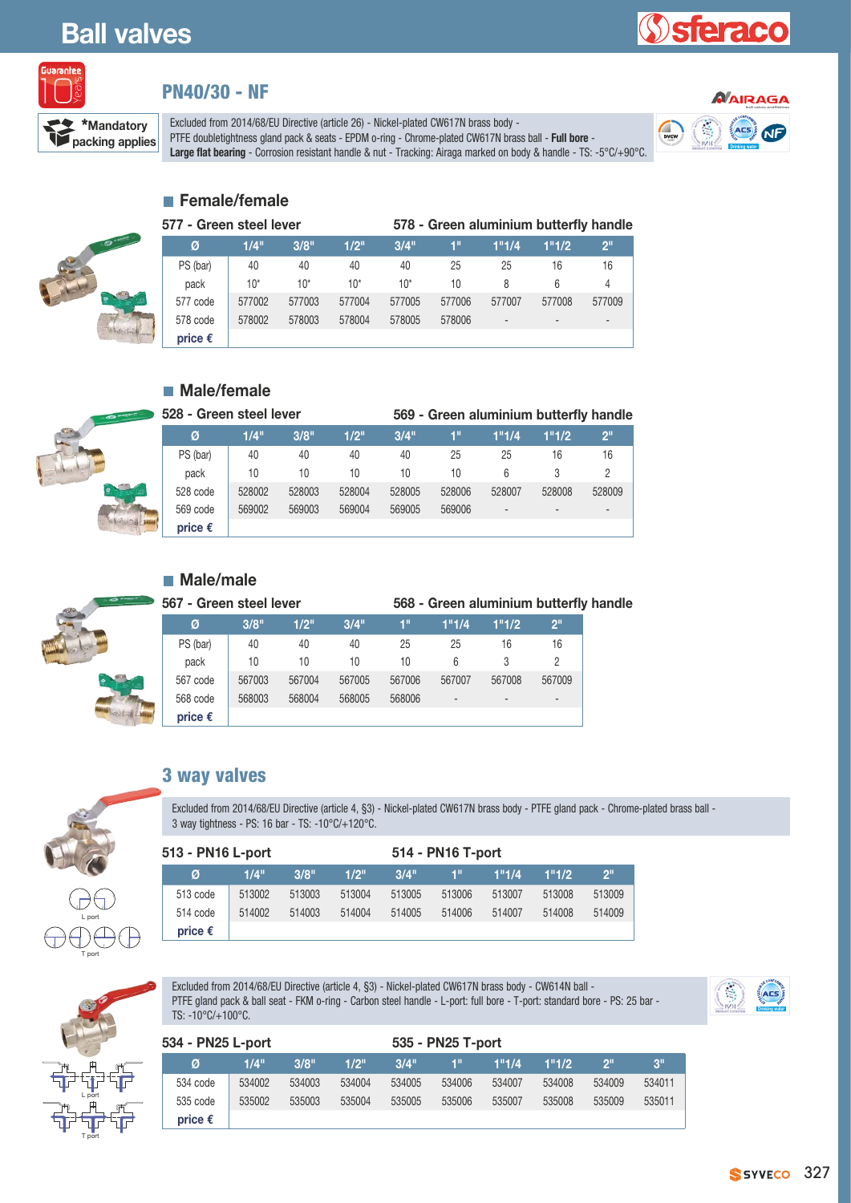# Ball valves

Guarantee 10 years

*Mandatory packing applies

## PN40/30 - NF

AIRAGA

Excluded from 2014/68/EU Directive (article 26) - Nickel-plated CW617N brass body - PTFE doubletightness gland pack & seats - EPDM o-ring - Chrome-plated CW617N brass ball - **Full bore** - **Large flat bearing** - Corrosion resistant handle & nut - Tracking: Airaga marked on body & handle - TS: -5°C/+90°C.

### Female/female

**577 - Green steel lever** | **578 - Green aluminium butterfly handle**

| Ø | 1/4" | 3/8" | 1/2" | 3/4" | 1" | 1"1/4 | 1"1/2 | 2" |
|---|---|---|---|---|---|---|---|---|
| PS (bar) | 40 | 40 | 40 | 40 | 25 | 25 | 16 | 16 |
| pack | 10* | 10* | 10* | 10* | 10 | 8 | 6 | 4 |
| 577 code | 577002 | 577003 | 577004 | 577005 | 577006 | 577007 | 577008 | 577009 |
| 578 code | 578002 | 578003 | 578004 | 578005 | 578006 | - | - | - |
| price € | | | | | | | | |

### Male/female

**528 - Green steel lever** | **569 - Green aluminium butterfly handle**

| Ø | 1/4" | 3/8" | 1/2" | 3/4" | 1" | 1"1/4 | 1"1/2 | 2" |
|---|---|---|---|---|---|---|---|---|
| PS (bar) | 40 | 40 | 40 | 40 | 25 | 25 | 16 | 16 |
| pack | 10 | 10 | 10 | 10 | 10 | 6 | 3 | 2 |
| 528 code | 528002 | 528003 | 528004 | 528005 | 528006 | 528007 | 528008 | 528009 |
| 569 code | 569002 | 569003 | 569004 | 569005 | 569006 | - | - | - |
| price € | | | | | | | | |

### Male/male

**567 - Green steel lever** | **568 - Green aluminium butterfly handle**

| Ø | 3/8" | 1/2" | 3/4" | 1" | 1"1/4 | 1"1/2 | 2" |
|---|---|---|---|---|---|---|---|
| PS (bar) | 40 | 40 | 40 | 25 | 25 | 16 | 16 |
| pack | 10 | 10 | 10 | 10 | 6 | 3 | 2 |
| 567 code | 567003 | 567004 | 567005 | 567006 | 567007 | 567008 | 567009 |
| 568 code | 568003 | 568004 | 568005 | 568006 | - | - | - |
| price € | | | | | | | |

## 3 way valves

Excluded from 2014/68/EU Directive (article 4, §3) - Nickel-plated CW617N brass body - PTFE gland pack - Chrome-plated brass ball - 3 way tightness - PS: 16 bar - TS: -10°C/+120°C.

**513 - PN16 L-port** | **514 - PN16 T-port**

| Ø | 1/4" | 3/8" | 1/2" | 3/4" | 1" | 1"1/4 | 1"1/2 | 2" |
|---|---|---|---|---|---|---|---|---|
| 513 code | 513002 | 513003 | 513004 | 513005 | 513006 | 513007 | 513008 | 513009 |
| 514 code | 514002 | 514003 | 514004 | 514005 | 514006 | 514007 | 514008 | 514009 |
| price € | | | | | | | | |

L port

T port

Excluded from 2014/68/EU Directive (article 4, §3) - Nickel-plated CW617N brass body - CW614N ball - PTFE gland pack & ball seat - FKM o-ring - Carbon steel handle - L-port: full bore - T-port: standard bore - PS: 25 bar - TS: -10°C/+100°C.

**534 - PN25 L-port** | **535 - PN25 T-port**

| Ø | 1/4" | 3/8" | 1/2" | 3/4" | 1" | 1"1/4 | 1"1/2 | 2" | 3" |
|---|---|---|---|---|---|---|---|---|---|
| 534 code | 534002 | 534003 | 534004 | 534005 | 534006 | 534007 | 534008 | 534009 | 534011 |
| 535 code | 535002 | 535003 | 535004 | 535005 | 535006 | 535007 | 535008 | 535009 | 535011 |
| price € | | | | | | | | | |

L port

T port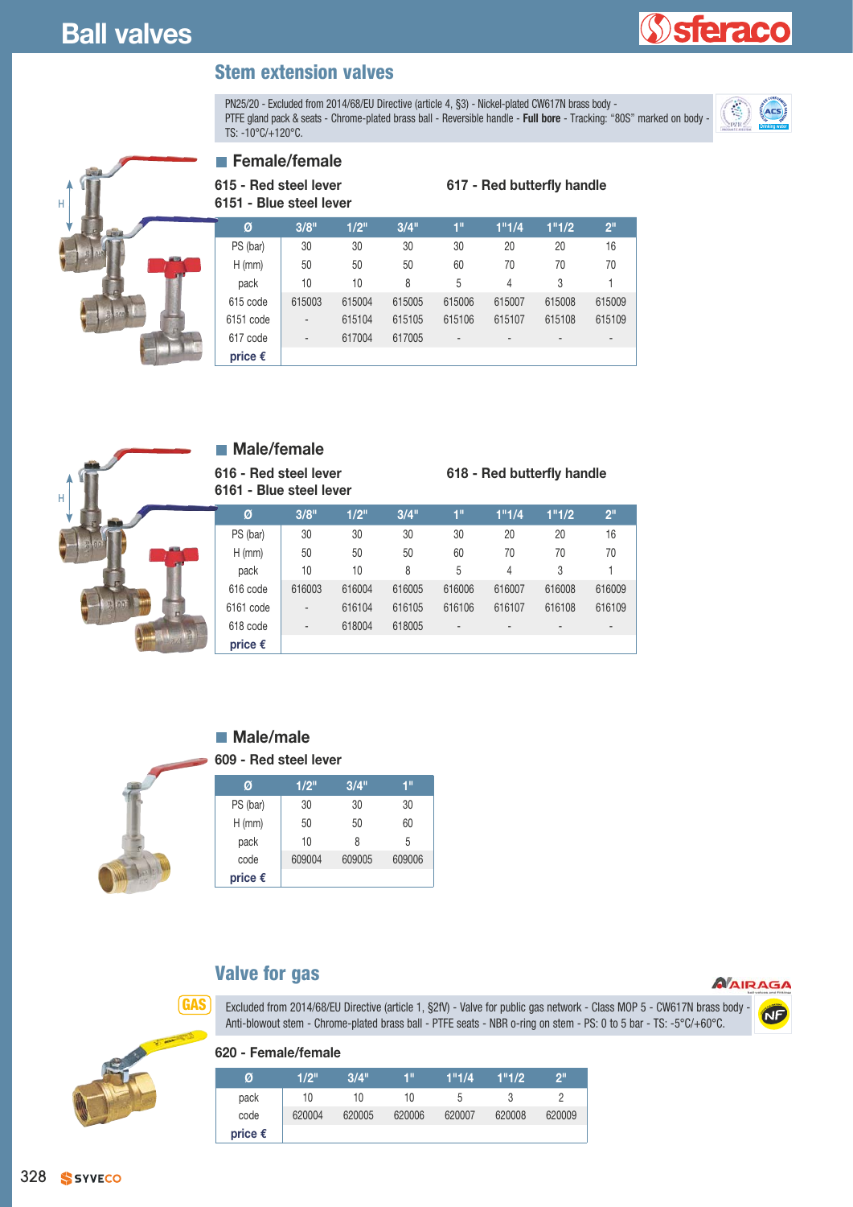# Ball valves

## Stem extension valves

PN25/20 - Excluded from 2014/68/EU Directive (article 4, §3) - Nickel-plated CW617N brass body - PTFE gland pack & seats - Chrome-plated brass ball - Reversible handle - **Full bore** - Tracking: "80S" marked on body - TS: -10°C/+120°C.

### Female/female

**615 - Red steel lever**
**6151 - Blue steel lever**
**617 - Red butterfly handle**

| Ø | 3/8" | 1/2" | 3/4" | 1" | 1"1/4 | 1"1/2 | 2" |
|---|---|---|---|---|---|---|---|
| PS (bar) | 30 | 30 | 30 | 30 | 20 | 20 | 16 |
| H (mm) | 50 | 50 | 50 | 60 | 70 | 70 | 70 |
| pack | 10 | 10 | 8 | 5 | 4 | 3 | 1 |
| 615 code | 615003 | 615004 | 615005 | 615006 | 615007 | 615008 | 615009 |
| 6151 code | - | 615104 | 615105 | 615106 | 615107 | 615108 | 615109 |
| 617 code | - | 617004 | 617005 | - | - | - | - |
| price € | | | | | | | |

### Male/female

**616 - Red steel lever**
**6161 - Blue steel lever**
**618 - Red butterfly handle**

| Ø | 3/8" | 1/2" | 3/4" | 1" | 1"1/4 | 1"1/2 | 2" |
|---|---|---|---|---|---|---|---|
| PS (bar) | 30 | 30 | 30 | 30 | 20 | 20 | 16 |
| H (mm) | 50 | 50 | 50 | 60 | 70 | 70 | 70 |
| pack | 10 | 10 | 8 | 5 | 4 | 3 | 1 |
| 616 code | 616003 | 616004 | 616005 | 616006 | 616007 | 616008 | 616009 |
| 6161 code | - | 616104 | 616105 | 616106 | 616107 | 616108 | 616109 |
| 618 code | - | 618004 | 618005 | - | - | - | - |
| price € | | | | | | | |

### Male/male

**609 - Red steel lever**

| Ø | 1/2" | 3/4" | 1" |
|---|---|---|---|
| PS (bar) | 30 | 30 | 30 |
| H (mm) | 50 | 50 | 60 |
| pack | 10 | 8 | 5 |
| code | 609004 | 609005 | 609006 |
| price € | | | |

## Valve for gas

GAS

Excluded from 2014/68/EU Directive (article 1, §2f) - Valve for public gas network - Class MOP 5 - CW617N brass body - Anti-blowout stem - Chrome-plated brass ball - PTFE seats - NBR o-ring on stem - PS: 0 to 5 bar - TS: -5°C/+60°C.

**620 - Female/female**

| Ø | 1/2" | 3/4" | 1" | 1"1/4 | 1"1/2 | 2" |
|---|---|---|---|---|---|---|
| pack | 10 | 10 | 10 | 5 | 3 | 2 |
| code | 620004 | 620005 | 620006 | 620007 | 620008 | 620009 |
| price € | | | | | | |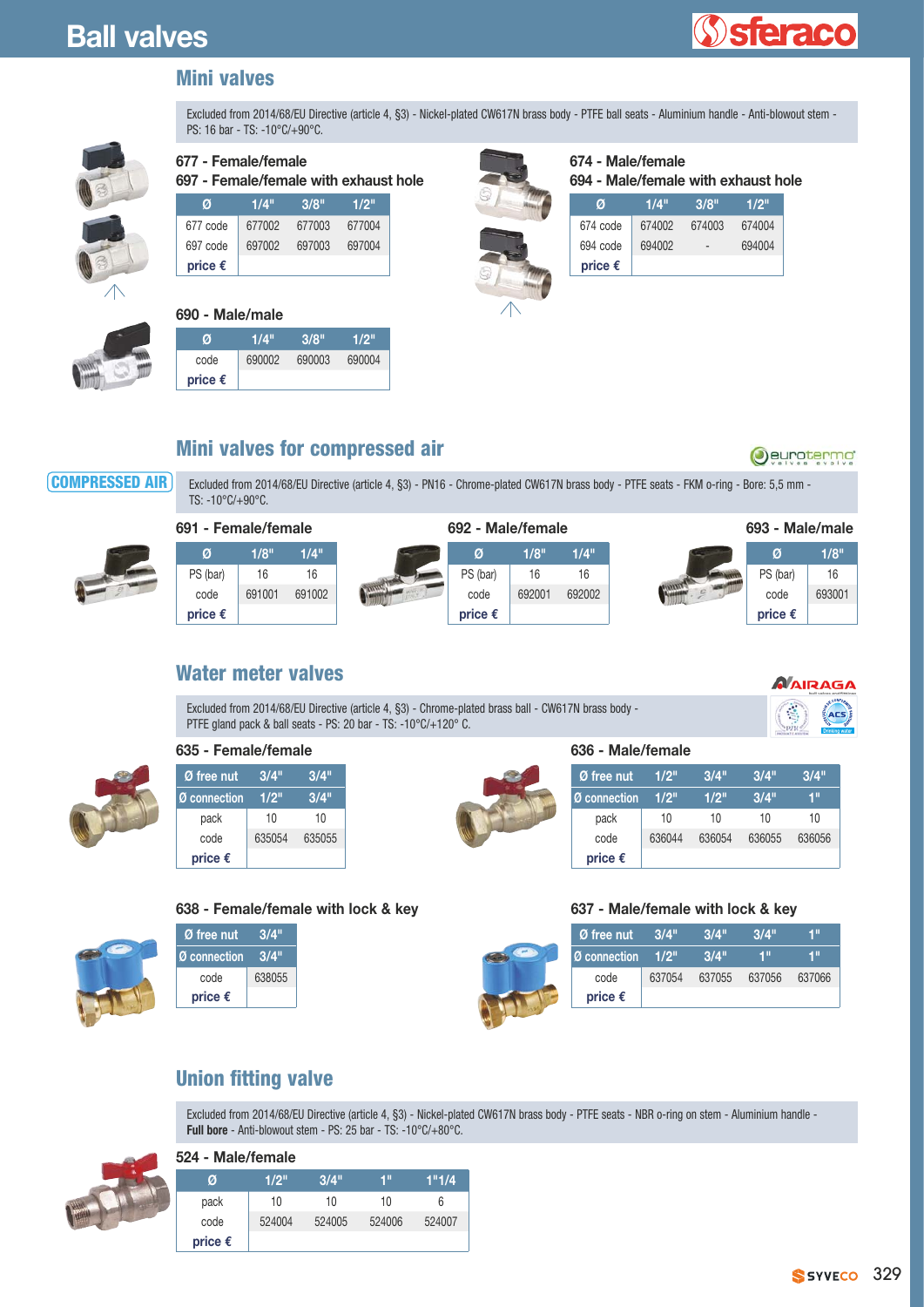# Ball valves

## Mini valves

Excluded from 2014/68/EU Directive (article 4, §3) - Nickel-plated CW617N brass body - PTFE ball seats - Aluminium handle - Anti-blowout stem - PS: 16 bar - TS: -10°C/+90°C.

### 677 - Female/female
### 697 - Female/female with exhaust hole

| Ø | 1/4" | 3/8" | 1/2" |
|---|---|---|---|
| 677 code | 677002 | 677003 | 677004 |
| 697 code | 697002 | 697003 | 697004 |
| price € | | | |

### 674 - Male/female
### 694 - Male/female with exhaust hole

| Ø | 1/4" | 3/8" | 1/2" |
|---|---|---|---|
| 674 code | 674002 | 674003 | 674004 |
| 694 code | 694002 | - | 694004 |
| price € | | | |

### 690 - Male/male

| Ø | 1/4" | 3/8" | 1/2" |
|---|---|---|---|
| code | 690002 | 690003 | 690004 |
| price € | | | |

## Mini valves for compressed air

COMPRESSED AIR

Excluded from 2014/68/EU Directive (article 4, §3) - PN16 - Chrome-plated CW617N brass body - PTFE seats - FKM o-ring - Bore: 5,5 mm - TS: -10°C/+90°C.

### 691 - Female/female

| Ø | 1/8" | 1/4" |
|---|---|---|
| PS (bar) | 16 | 16 |
| code | 691001 | 691002 |
| price € | | |

### 692 - Male/female

| Ø | 1/8" | 1/4" |
|---|---|---|
| PS (bar) | 16 | 16 |
| code | 692001 | 692002 |
| price € | | |

### 693 - Male/male

| Ø | 1/8" |
|---|---|
| PS (bar) | 16 |
| code | 693001 |
| price € | |

## Water meter valves

Excluded from 2014/68/EU Directive (article 4, §3) - Chrome-plated brass ball - CW617N brass body - PTFE gland pack & ball seats - PS: 20 bar - TS: -10°C/+120° C.

### 635 - Female/female

| Ø free nut | 3/4" | 3/4" |
|---|---|---|
| Ø connection | 1/2" | 3/4" |
| pack | 10 | 10 |
| code | 635054 | 635055 |
| price € | | |

### 636 - Male/female

| Ø free nut | 1/2" | 3/4" | 3/4" | 3/4" |
|---|---|---|---|---|
| Ø connection | 1/2" | 1/2" | 3/4" | 1" |
| pack | 10 | 10 | 10 | 10 |
| code | 636044 | 636054 | 636055 | 636056 |
| price € | | | | |

### 638 - Female/female with lock & key

| Ø free nut | 3/4" |
|---|---|
| Ø connection | 3/4" |
| code | 638055 |
| price € | |

### 637 - Male/female with lock & key

| Ø free nut | 3/4" | 3/4" | 3/4" | 1" |
|---|---|---|---|---|
| Ø connection | 1/2" | 3/4" | 1" | 1" |
| code | 637054 | 637055 | 637056 | 637066 |
| price € | | | | |

## Union fitting valve

Excluded from 2014/68/EU Directive (article 4, §3) - Nickel-plated CW617N brass body - PTFE seats - NBR o-ring on stem - Aluminium handle - **Full bore** - Anti-blowout stem - PS: 25 bar - TS: -10°C/+80°C.

### 524 - Male/female

| Ø | 1/2" | 3/4" | 1" | 1"1/4 |
|---|---|---|---|---|
| pack | 10 | 10 | 10 | 6 |
| code | 524004 | 524005 | 524006 | 524007 |
| price € | | | | |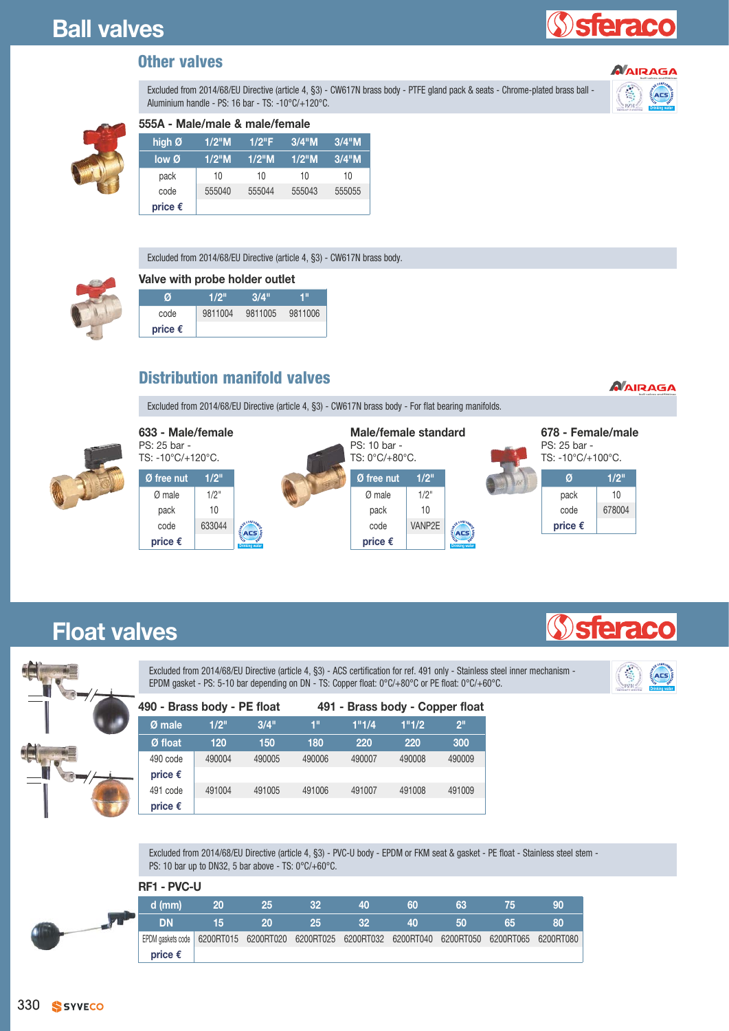# Ball valves

## Other valves

Excluded from 2014/68/EU Directive (article 4, §3) - CW617N brass body - PTFE gland pack & seats - Chrome-plated brass ball - Aluminium handle - PS: 16 bar - TS: -10°C/+120°C.

### 555A - Male/male & male/female

| high Ø | 1/2"M | 1/2"F | 3/4"M | 3/4"M |
|---|---|---|---|---|
| low Ø | 1/2"M | 1/2"M | 1/2"M | 3/4"M |
| pack | 10 | 10 | 10 | 10 |
| code | 555040 | 555044 | 555043 | 555055 |
| price € | | | | |

Excluded from 2014/68/EU Directive (article 4, §3) - CW617N brass body.

### Valve with probe holder outlet

| Ø | 1/2" | 3/4" | 1" |
|---|---|---|---|
| code | 9811004 | 9811005 | 9811006 |
| price € | | | |

## Distribution manifold valves

Excluded from 2014/68/EU Directive (article 4, §3) - CW617N brass body - For flat bearing manifolds.

### 633 - Male/female

PS: 25 bar - TS: -10°C/+120°C.

| Ø free nut | 1/2" |
|---|---|
| Ø male | 1/2" |
| pack | 10 |
| code | 633044 |
| price € | |

### Male/female standard

PS: 10 bar - TS: 0°C/+80°C.

| Ø free nut | 1/2" |
|---|---|
| Ø male | 1/2" |
| pack | 10 |
| code | VANP2E |
| price € | |

### 678 - Female/male

PS: 25 bar - TS: -10°C/+100°C.

| Ø | 1/2" |
|---|---|
| pack | 10 |
| code | 678004 |
| price € | |

# Float valves

Excluded from 2014/68/EU Directive (article 4, §3) - ACS certification for ref. 491 only - Stainless steel inner mechanism - EPDM gasket - PS: 5-10 bar depending on DN - TS: Copper float: 0°C/+80°C or PE float: 0°C/+60°C.

### 490 - Brass body - PE float / 491 - Brass body - Copper float

| Ø male | 1/2" | 3/4" | 1" | 1"1/4 | 1"1/2 | 2" |
|---|---|---|---|---|---|---|
| Ø float | 120 | 150 | 180 | 220 | 220 | 300 |
| 490 code | 490004 | 490005 | 490006 | 490007 | 490008 | 490009 |
| price € | | | | | | |
| 491 code | 491004 | 491005 | 491006 | 491007 | 491008 | 491009 |
| price € | | | | | | |

Excluded from 2014/68/EU Directive (article 4, §3) - PVC-U body - EPDM or FKM seat & gasket - PE float - Stainless steel stem - PS: 10 bar up to DN32, 5 bar above - TS: 0°C/+60°C.

### RF1 - PVC-U

| d (mm) | 20 | 25 | 32 | 40 | 60 | 63 | 75 | 90 |
|---|---|---|---|---|---|---|---|---|
| DN | 15 | 20 | 25 | 32 | 40 | 50 | 65 | 80 |
| EPDM gaskets code | 6200RT015 | 6200RT020 | 6200RT025 | 6200RT032 | 6200RT040 | 6200RT050 | 6200RT065 | 6200RT080 |
| price € | | | | | | | | |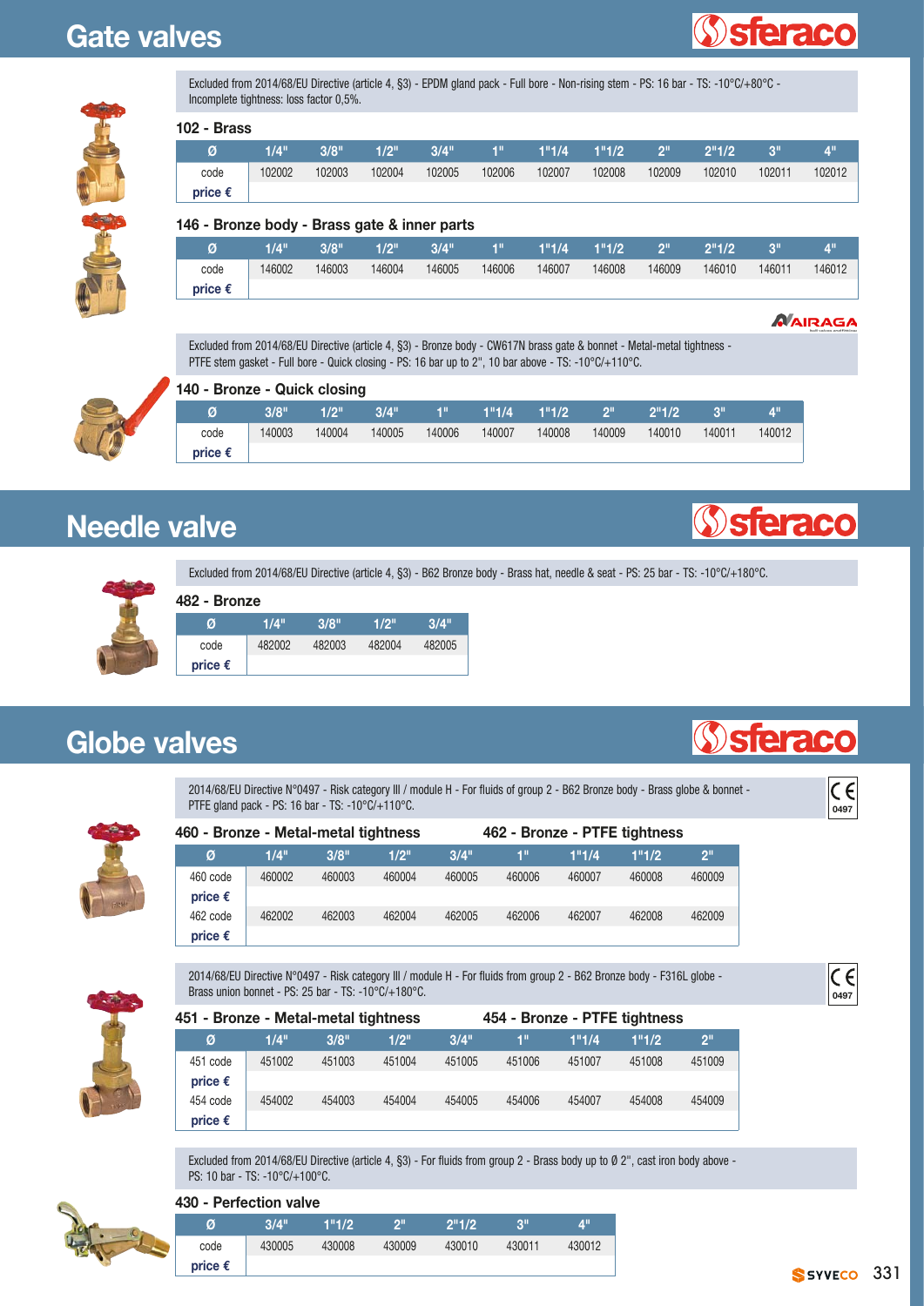# Gate valves

sferaco

Excluded from 2014/68/EU Directive (article 4, §3) - EPDM gland pack - Full bore - Non-rising stem - PS: 16 bar - TS: -10°C/+80°C - Incomplete tightness: loss factor 0,5%.

### 102 - Brass

| Ø | 1/4" | 3/8" | 1/2" | 3/4" | 1" | 1"1/4 | 1"1/2 | 2" | 2"1/2 | 3" | 4" |
|---|---|---|---|---|---|---|---|---|---|---|---|
| code | 102002 | 102003 | 102004 | 102005 | 102006 | 102007 | 102008 | 102009 | 102010 | 102011 | 102012 |
| price € | | | | | | | | | | | |

### 146 - Bronze body - Brass gate & inner parts

| Ø | 1/4" | 3/8" | 1/2" | 3/4" | 1" | 1"1/4 | 1"1/2 | 2" | 2"1/2 | 3" | 4" |
|---|---|---|---|---|---|---|---|---|---|---|---|
| code | 146002 | 146003 | 146004 | 146005 | 146006 | 146007 | 146008 | 146009 | 146010 | 146011 | 146012 |
| price € | | | | | | | | | | | |

AIRAGA

Excluded from 2014/68/EU Directive (article 4, §3) - Bronze body - CW617N brass gate & bonnet - Metal-metal tightness - PTFE stem gasket - Full bore - Quick closing - PS: 16 bar up to 2", 10 bar above - TS: -10°C/+110°C.

### 140 - Bronze - Quick closing

| Ø | 3/8" | 1/2" | 3/4" | 1" | 1"1/4 | 1"1/2 | 2" | 2"1/2 | 3" | 4" |
|---|---|---|---|---|---|---|---|---|---|---|
| code | 140003 | 140004 | 140005 | 140006 | 140007 | 140008 | 140009 | 140010 | 140011 | 140012 |
| price € | | | | | | | | | | |

# Needle valve

sferaco

Excluded from 2014/68/EU Directive (article 4, §3) - B62 Bronze body - Brass hat, needle & seat - PS: 25 bar - TS: -10°C/+180°C.

### 482 - Bronze

| Ø | 1/4" | 3/8" | 1/2" | 3/4" |
|---|---|---|---|---|
| code | 482002 | 482003 | 482004 | 482005 |
| price € | | | | |

# Globe valves

sferaco

2014/68/EU Directive N°0497 - Risk category III / module H - For fluids of group 2 - B62 Bronze body - Brass globe & bonnet - PTFE gland pack - PS: 16 bar - TS: -10°C/+110°C.

CE 0497

### 460 - Bronze - Metal-metal tightness / 462 - Bronze - PTFE tightness

| Ø | 1/4" | 3/8" | 1/2" | 3/4" | 1" | 1"1/4 | 1"1/2 | 2" |
|---|---|---|---|---|---|---|---|---|
| 460 code | 460002 | 460003 | 460004 | 460005 | 460006 | 460007 | 460008 | 460009 |
| price € | | | | | | | | |
| 462 code | 462002 | 462003 | 462004 | 462005 | 462006 | 462007 | 462008 | 462009 |
| price € | | | | | | | | |

2014/68/EU Directive N°0497 - Risk category III / module H - For fluids from group 2 - B62 Bronze body - F316L globe - Brass union bonnet - PS: 25 bar - TS: -10°C/+180°C.

CE 0497

### 451 - Bronze - Metal-metal tightness / 454 - Bronze - PTFE tightness

| Ø | 1/4" | 3/8" | 1/2" | 3/4" | 1" | 1"1/4 | 1"1/2 | 2" |
|---|---|---|---|---|---|---|---|---|
| 451 code | 451002 | 451003 | 451004 | 451005 | 451006 | 451007 | 451008 | 451009 |
| price € | | | | | | | | |
| 454 code | 454002 | 454003 | 454004 | 454005 | 454006 | 454007 | 454008 | 454009 |
| price € | | | | | | | | |

Excluded from 2014/68/EU Directive (article 4, §3) - For fluids from group 2 - Brass body up to Ø 2", cast iron body above - PS: 10 bar - TS: -10°C/+100°C.

### 430 - Perfection valve

| Ø | 3/4" | 1"1/2 | 2" | 2"1/2 | 3" | 4" |
|---|---|---|---|---|---|---|
| code | 430005 | 430008 | 430009 | 430010 | 430011 | 430012 |
| price € | | | | | | |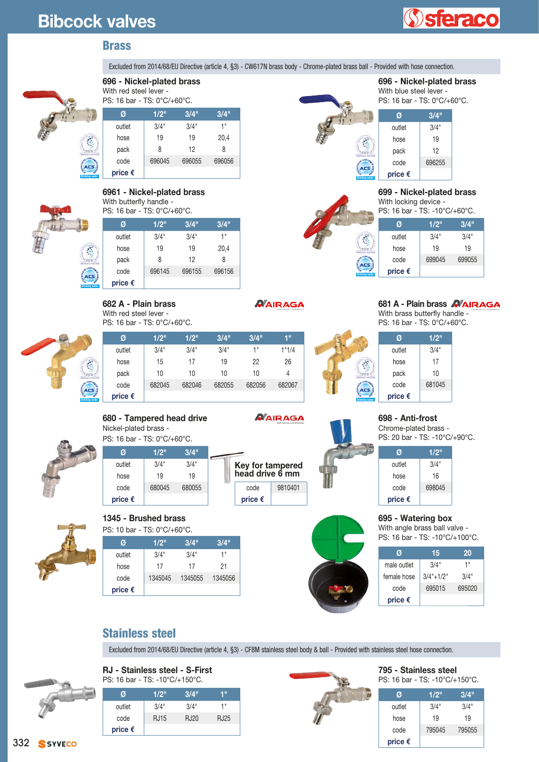# Bibcock valves

## Brass

Excluded from 2014/68/EU Directive (article 4, §3) - CW617N brass body - Chrome-plated brass ball - Provided with hose connection.

### 696 - Nickel-plated brass

With red steel lever -
PS: 16 bar - TS: 0°C/+60°C.

| Ø | 1/2" | 3/4" | 3/4" |
|---|---|---|---|
| outlet | 3/4" | 3/4" | 1" |
| hose | 19 | 19 | 20,4 |
| pack | 8 | 12 | 8 |
| code | 696045 | 696055 | 696056 |
| price € | | | |

### 696 - Nickel-plated brass

With blue steel lever -
PS: 16 bar - TS: 0°C/+60°C.

| Ø | 3/4" |
|---|---|
| outlet | 3/4" |
| hose | 19 |
| pack | 12 |
| code | 696255 |
| price € | |

### 6961 - Nickel-plated brass

With butterfly handle -
PS: 16 bar - TS: 0°C/+60°C.

| Ø | 1/2" | 3/4" | 3/4" |
|---|---|---|---|
| outlet | 3/4" | 3/4" | 1" |
| hose | 19 | 19 | 20,4 |
| pack | 8 | 12 | 8 |
| code | 696145 | 696155 | 696156 |
| price € | | | |

### 699 - Nickel-plated brass

With locking device -
PS: 16 bar - TS: -10°C/+60°C.

| Ø | 1/2" | 3/4" |
|---|---|---|
| outlet | 3/4" | 3/4" |
| hose | 19 | 19 |
| code | 699045 | 699055 |
| price € | | |

### 682 A - Plain brass

AIRAGA

With red steel lever -
PS: 16 bar - TS: 0°C/+60°C.

| Ø | 1/2" | 1/2" | 3/4" | 3/4" | 1" |
|---|---|---|---|---|---|
| outlet | 3/4" | 3/4" | 3/4" | 1" | 1"1/4 |
| hose | 15 | 17 | 19 | 22 | 26 |
| pack | 10 | 10 | 10 | 10 | 4 |
| code | 682045 | 682046 | 682055 | 682056 | 682067 |
| price € | | | | | |

### 681 A - Plain brass

AIRAGA

With brass butterfly handle -
PS: 16 bar - TS: 0°C/+60°C.

| Ø | 1/2" |
|---|---|
| outlet | 3/4" |
| hose | 17 |
| pack | 10 |
| code | 681045 |
| price € | |

### 680 - Tampered head drive

AIRAGA

Nickel-plated brass -
PS: 16 bar - TS: 0°C/+60°C.

| Ø | 1/2" | 3/4" |
|---|---|---|
| outlet | 3/4" | 3/4" |
| hose | 19 | 19 |
| code | 680045 | 680055 |
| price € | | |

**Key for tampered head drive 6 mm**

| code | 9810401 |
|---|---|
| price € | |

### 698 - Anti-frost

Chrome-plated brass -
PS: 20 bar - TS: -10°C/+90°C.

| Ø | 1/2" |
|---|---|
| outlet | 3/4" |
| hose | 16 |
| code | 698045 |
| price € | |

### 1345 - Brushed brass

PS: 10 bar - TS: 0°C/+60°C.

| Ø | 1/2" | 3/4" | 3/4" |
|---|---|---|---|
| outlet | 3/4" | 3/4" | 1" |
| hose | 17 | 17 | 21 |
| code | 1345045 | 1345055 | 1345056 |
| price € | | | |

### 695 - Watering box

With angle brass ball valve -
PS: 16 bar - TS: -10°C/+100°C.

| Ø | 15 | 20 |
|---|---|---|
| male outlet | 3/4" | 1" |
| female hose | 3/4"+1/2" | 3/4" |
| code | 695015 | 695020 |
| price € | | |

## Stainless steel

Excluded from 2014/68/EU Directive (article 4, §3) - CF8M stainless steel body & ball - Provided with stainless steel hose connection.

### RJ - Stainless steel - S-First

PS: 16 bar - TS: -10°C/+150°C.

| Ø | 1/2" | 3/4" | 1" |
|---|---|---|---|
| outlet | 3/4" | 3/4" | 1" |
| code | RJ15 | RJ20 | RJ25 |
| price € | | | |

### 795 - Stainless steel

PS: 16 bar - TS: -10°C/+150°C.

| Ø | 1/2" | 3/4" |
|---|---|---|
| outlet | 3/4" | 3/4" |
| hose | 19 | 19 |
| code | 795045 | 795055 |
| price € | | |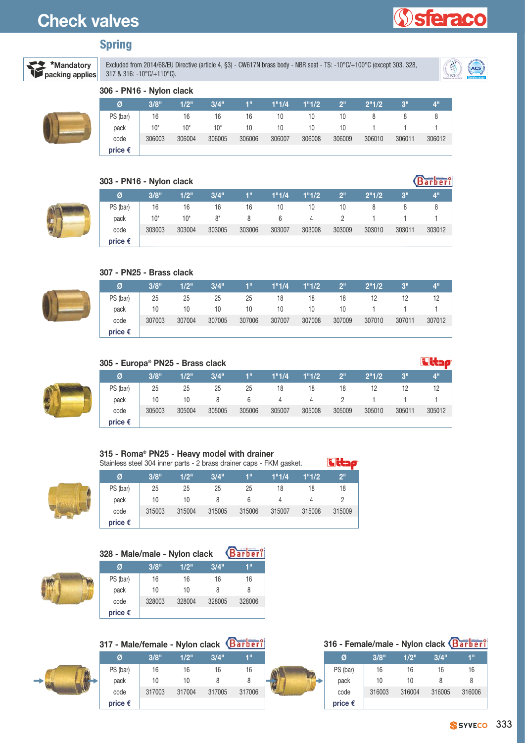# Check valves

## Spring

**\*Mandatory packing applies**

Excluded from 2014/68/EU Directive (article 4, §3) - CW617N brass body - NBR seat - TS: -10°C/+100°C (except 303, 328, 317 & 316: -10°C/+110°C).

### 306 - PN16 - Nylon clack

| Ø | 3/8" | 1/2" | 3/4" | 1" | 1"1/4 | 1"1/2 | 2" | 2"1/2 | 3" | 4" |
|---|---|---|---|---|---|---|---|---|---|---|
| PS (bar) | 16 | 16 | 16 | 16 | 10 | 10 | 10 | 8 | 8 | 8 |
| pack | 10* | 10* | 10* | 10 | 10 | 10 | 10 | 1 | 1 | 1 |
| code | 306003 | 306004 | 306005 | 306006 | 306007 | 306008 | 306009 | 306010 | 306011 | 306012 |
| **price €** | | | | | | | | | | |

### 303 - PN16 - Nylon clack

| Ø | 3/8" | 1/2" | 3/4" | 1" | 1"1/4 | 1"1/2 | 2" | 2"1/2 | 3" | 4" |
|---|---|---|---|---|---|---|---|---|---|---|
| PS (bar) | 16 | 16 | 16 | 16 | 10 | 10 | 10 | 8 | 8 | 8 |
| pack | 10* | 10* | 8* | 8 | 6 | 4 | 2 | 1 | 1 | 1 |
| code | 303003 | 303004 | 303005 | 303006 | 303007 | 303008 | 303009 | 303010 | 303011 | 303012 |
| **price €** | | | | | | | | | | |

### 307 - PN25 - Brass clack

| Ø | 3/8" | 1/2" | 3/4" | 1" | 1"1/4 | 1"1/2 | 2" | 2"1/2 | 3" | 4" |
|---|---|---|---|---|---|---|---|---|---|---|
| PS (bar) | 25 | 25 | 25 | 25 | 18 | 18 | 18 | 12 | 12 | 12 |
| pack | 10 | 10 | 10 | 10 | 10 | 10 | 10 | 1 | 1 | 1 |
| code | 307003 | 307004 | 307005 | 307006 | 307007 | 307008 | 307009 | 307010 | 307011 | 307012 |
| **price €** | | | | | | | | | | |

### 305 - Europa® PN25 - Brass clack

| Ø | 3/8" | 1/2" | 3/4" | 1" | 1"1/4 | 1"1/2 | 2" | 2"1/2 | 3" | 4" |
|---|---|---|---|---|---|---|---|---|---|---|
| PS (bar) | 25 | 25 | 25 | 25 | 18 | 18 | 18 | 12 | 12 | 12 |
| pack | 10 | 10 | 8 | 6 | 4 | 4 | 2 | 1 | 1 | 1 |
| code | 305003 | 305004 | 305005 | 305006 | 305007 | 305008 | 305009 | 305010 | 305011 | 305012 |
| **price €** | | | | | | | | | | |

### 315 - Roma® PN25 - Heavy model with drainer

Stainless steel 304 inner parts - 2 brass drainer caps - FKM gasket.

| Ø | 3/8" | 1/2" | 3/4" | 1" | 1"1/4 | 1"1/2 | 2" |
|---|---|---|---|---|---|---|---|
| PS (bar) | 25 | 25 | 25 | 25 | 18 | 18 | 18 |
| pack | 10 | 10 | 8 | 6 | 4 | 4 | 2 |
| code | 315003 | 315004 | 315005 | 315006 | 315007 | 315008 | 315009 |
| **price €** | | | | | | | |

### 328 - Male/male - Nylon clack

| Ø | 3/8" | 1/2" | 3/4" | 1" |
|---|---|---|---|---|
| PS (bar) | 16 | 16 | 16 | 16 |
| pack | 10 | 10 | 8 | 8 |
| code | 328003 | 328004 | 328005 | 328006 |
| **price €** | | | | |

### 317 - Male/female - Nylon clack

| Ø | 3/8" | 1/2" | 3/4" | 1" |
|---|---|---|---|---|
| PS (bar) | 16 | 16 | 16 | 16 |
| pack | 10 | 10 | 8 | 8 |
| code | 317003 | 317004 | 317005 | 317006 |
| **price €** | | | | |

### 316 - Female/male - Nylon clack

| Ø | 3/8" | 1/2" | 3/4" | 1" |
|---|---|---|---|---|
| PS (bar) | 16 | 16 | 16 | 16 |
| pack | 10 | 10 | 8 | 8 |
| code | 316003 | 316004 | 316005 | 316006 |
| **price €** | | | | |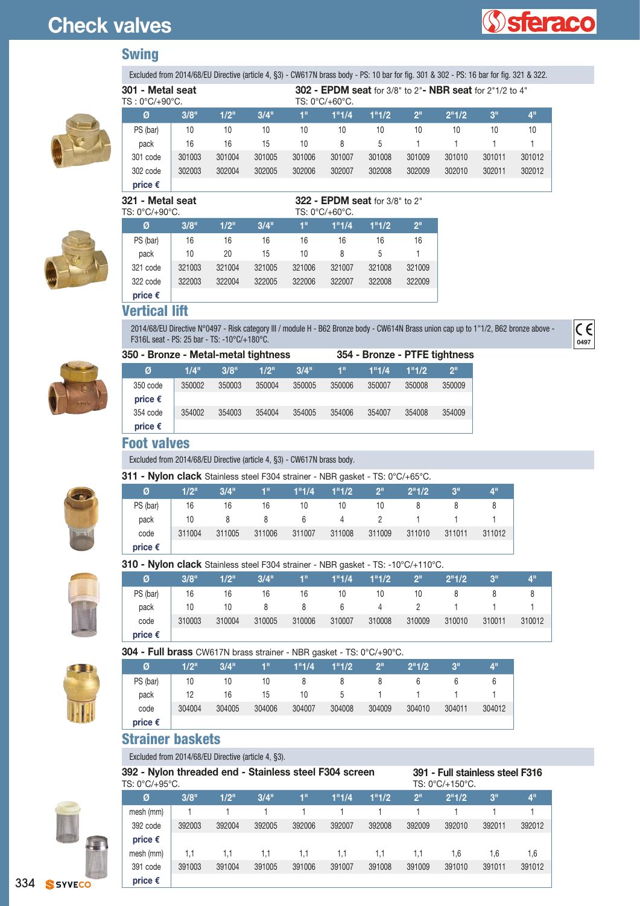# Check valves

## Swing

Excluded from 2014/68/EU Directive (article 4, §3) - CW617N brass body - PS: 10 bar for fig. 301 & 302 - PS: 16 bar for fig. 321 & 322.

**301 - Metal seat**
TS : 0°C/+90°C.

**302 - EPDM seat** for 3/8" to 2"**- NBR seat** for 2"1/2 to 4"
TS: 0°C/+60°C.

| Ø | 3/8" | 1/2" | 3/4" | 1" | 1"1/4 | 1"1/2 | 2" | 2"1/2 | 3" | 4" |
|---|---|---|---|---|---|---|---|---|---|---|
| PS (bar) | 10 | 10 | 10 | 10 | 10 | 10 | 10 | 10 | 10 | 10 |
| pack | 16 | 16 | 15 | 10 | 8 | 5 | 1 | 1 | 1 | 1 |
| 301 code | 301003 | 301004 | 301005 | 301006 | 301007 | 301008 | 301009 | 301010 | 301011 | 301012 |
| 302 code | 302003 | 302004 | 302005 | 302006 | 302007 | 302008 | 302009 | 302010 | 302011 | 302012 |
| **price €** | | | | | | | | | | |

**321 - Metal seat**
TS: 0°C/+90°C.

**322 - EPDM seat** for 3/8" to 2"
TS: 0°C/+60°C.

| Ø | 3/8" | 1/2" | 3/4" | 1" | 1"1/4 | 1"1/2 | 2" |
|---|---|---|---|---|---|---|---|
| PS (bar) | 16 | 16 | 16 | 16 | 16 | 16 | 16 |
| pack | 10 | 20 | 15 | 10 | 8 | 5 | 1 |
| 321 code | 321003 | 321004 | 321005 | 321006 | 321007 | 321008 | 321009 |
| 322 code | 322003 | 322004 | 322005 | 322006 | 322007 | 322008 | 322009 |
| **price €** | | | | | | | |

## Vertical lift

2014/68/EU Directive N°0497 - Risk category III / module H - B62 Bronze body - CW614N Brass union cap up to 1"1/2, B62 bronze above - F316L seat - PS: 25 bar - TS: -10°C/+180°C.

CE 0497

**350 - Bronze - Metal-metal tightness** **354 - Bronze - PTFE tightness**

| Ø | 1/4" | 3/8" | 1/2" | 3/4" | 1" | 1"1/4 | 1"1/2 | 2" |
|---|---|---|---|---|---|---|---|---|
| 350 code | 350002 | 350003 | 350004 | 350005 | 350006 | 350007 | 350008 | 350009 |
| **price €** | | | | | | | | |
| 354 code | 354002 | 354003 | 354004 | 354005 | 354006 | 354007 | 354008 | 354009 |
| **price €** | | | | | | | | |

## Foot valves

Excluded from 2014/68/EU Directive (article 4, §3) - CW617N brass body.

**311 - Nylon clack** Stainless steel F304 strainer - NBR gasket - TS: 0°C/+65°C.

| Ø | 1/2" | 3/4" | 1" | 1"1/4 | 1"1/2 | 2" | 2"1/2 | 3" | 4" |
|---|---|---|---|---|---|---|---|---|---|
| PS (bar) | 16 | 16 | 16 | 10 | 10 | 10 | 8 | 8 | 8 |
| pack | 10 | 8 | 8 | 6 | 4 | 2 | 1 | 1 | 1 |
| code | 311004 | 311005 | 311006 | 311007 | 311008 | 311009 | 311010 | 311011 | 311012 |
| **price €** | | | | | | | | | |

**310 - Nylon clack** Stainless steel F304 strainer - NBR gasket - TS: -10°C/+110°C.

| Ø | 3/8" | 1/2" | 3/4" | 1" | 1"1/4 | 1"1/2 | 2" | 2"1/2 | 3" | 4" |
|---|---|---|---|---|---|---|---|---|---|---|
| PS (bar) | 16 | 16 | 16 | 16 | 10 | 10 | 10 | 8 | 8 | 8 |
| pack | 10 | 10 | 8 | 8 | 6 | 4 | 2 | 1 | 1 | 1 |
| code | 310003 | 310004 | 310005 | 310006 | 310007 | 310008 | 310009 | 310010 | 310011 | 310012 |
| **price €** | | | | | | | | | | |

**304 - Full brass** CW617N brass strainer - NBR gasket - TS: 0°C/+90°C.

| Ø | 1/2" | 3/4" | 1" | 1"1/4 | 1"1/2 | 2" | 2"1/2 | 3" | 4" |
|---|---|---|---|---|---|---|---|---|---|
| PS (bar) | 10 | 10 | 10 | 8 | 8 | 8 | 6 | 6 | 6 |
| pack | 12 | 16 | 15 | 10 | 5 | 1 | 1 | 1 | 1 |
| code | 304004 | 304005 | 304006 | 304007 | 304008 | 304009 | 304010 | 304011 | 304012 |
| **price €** | | | | | | | | | |

## Strainer baskets

Excluded from 2014/68/EU Directive (article 4, §3).

**392 - Nylon threaded end - Stainless steel F304 screen**
TS: 0°C/+95°C.

**391 - Full stainless steel F316**
TS: 0°C/+150°C.

| Ø | 3/8" | 1/2" | 3/4" | 1" | 1"1/4 | 1"1/2 | 2" | 2"1/2 | 3" | 4" |
|---|---|---|---|---|---|---|---|---|---|---|
| mesh (mm) | 1 | 1 | 1 | 1 | 1 | 1 | 1 | 1 | 1 | 1 |
| 392 code | 392003 | 392004 | 392005 | 392006 | 392007 | 392008 | 392009 | 392010 | 392011 | 392012 |
| **price €** | | | | | | | | | | |
| mesh (mm) | 1,1 | 1,1 | 1,1 | 1,1 | 1,1 | 1,1 | 1,1 | 1,6 | 1,6 | 1,6 |
| 391 code | 391003 | 391004 | 391005 | 391006 | 391007 | 391008 | 391009 | 391010 | 391011 | 391012 |
| **price €** | | | | | | | | | | |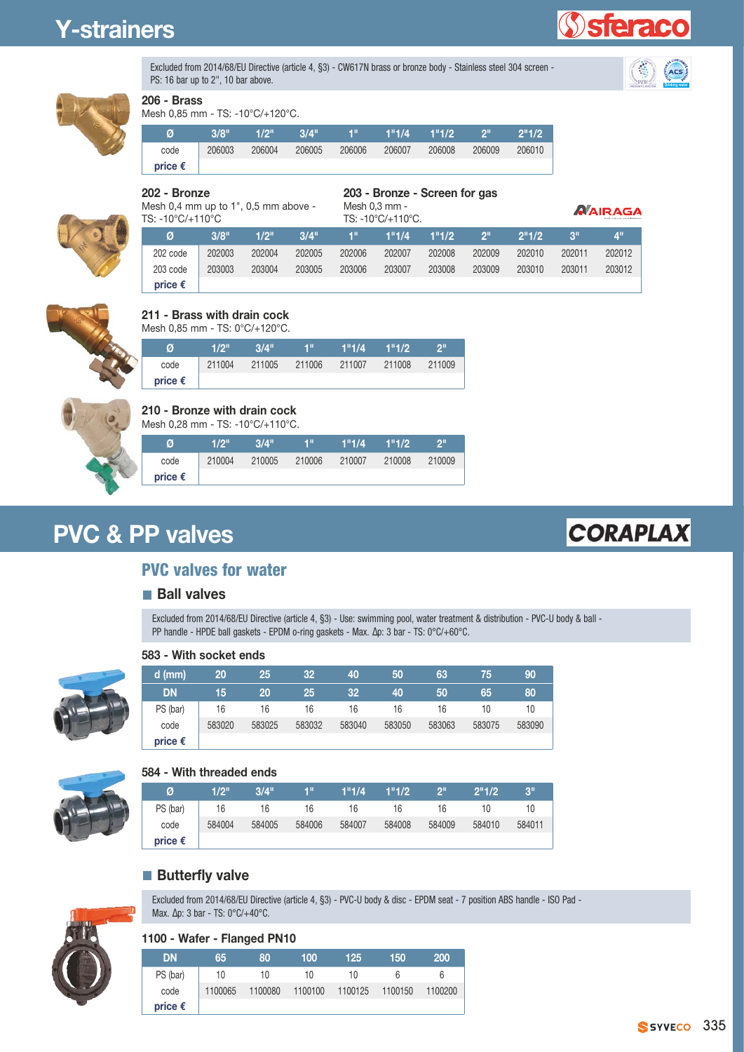# Y-strainers

sferaco

Excluded from 2014/68/EU Directive (article 4, §3) - CW617N brass or bronze body - Stainless steel 304 screen - PS: 16 bar up to 2", 10 bar above.

### 206 - Brass

Mesh 0,85 mm - TS: -10°C/+120°C.

| Ø | 3/8" | 1/2" | 3/4" | 1" | 1"1/4 | 1"1/2 | 2" | 2"1/2 |
|---|---|---|---|---|---|---|---|---|
| code | 206003 | 206004 | 206005 | 206006 | 206007 | 206008 | 206009 | 206010 |
| **price €** | | | | | | | | |

### 202 - Bronze

Mesh 0,4 mm up to 1", 0,5 mm above - TS: -10°C/+110°C

### 203 - Bronze - Screen for gas

Mesh 0,3 mm - TS: -10°C/+110°C.

AIRAGA

| Ø | 3/8" | 1/2" | 3/4" | 1" | 1"1/4 | 1"1/2 | 2" | 2"1/2 | 3" | 4" |
|---|---|---|---|---|---|---|---|---|---|---|
| 202 code | 202003 | 202004 | 202005 | 202006 | 202007 | 202008 | 202009 | 202010 | 202011 | 202012 |
| 203 code | 203003 | 203004 | 203005 | 203006 | 203007 | 203008 | 203009 | 203010 | 203011 | 203012 |
| **price €** | | | | | | | | | | |

### 211 - Brass with drain cock

Mesh 0,85 mm - TS: 0°C/+120°C.

| Ø | 1/2" | 3/4" | 1" | 1"1/4 | 1"1/2 | 2" |
|---|---|---|---|---|---|---|
| code | 211004 | 211005 | 211006 | 211007 | 211008 | 211009 |
| **price €** | | | | | | |

### 210 - Bronze with drain cock

Mesh 0,28 mm - TS: -10°C/+110°C.

| Ø | 1/2" | 3/4" | 1" | 1"1/4 | 1"1/2 | 2" |
|---|---|---|---|---|---|---|
| code | 210004 | 210005 | 210006 | 210007 | 210008 | 210009 |
| **price €** | | | | | | |

# PVC & PP valves

CORAPLAX

## PVC valves for water

### Ball valves

Excluded from 2014/68/EU Directive (article 4, §3) - Use: swimming pool, water treatment & distribution - PVC-U body & ball - PP handle - HPDE ball gaskets - EPDM o-ring gaskets - Max. Δp: 3 bar - TS: 0°C/+60°C.

#### 583 - With socket ends

| d (mm) | 20 | 25 | 32 | 40 | 50 | 63 | 75 | 90 |
|---|---|---|---|---|---|---|---|---|
| DN | 15 | 20 | 25 | 32 | 40 | 50 | 65 | 80 |
| PS (bar) | 16 | 16 | 16 | 16 | 16 | 16 | 10 | 10 |
| code | 583020 | 583025 | 583032 | 583040 | 583050 | 583063 | 583075 | 583090 |
| **price €** | | | | | | | | |

#### 584 - With threaded ends

| Ø | 1/2" | 3/4" | 1" | 1"1/4 | 1"1/2 | 2" | 2"1/2 | 3" |
|---|---|---|---|---|---|---|---|---|
| PS (bar) | 16 | 16 | 16 | 16 | 16 | 16 | 10 | 10 |
| code | 584004 | 584005 | 584006 | 584007 | 584008 | 584009 | 584010 | 584011 |
| **price €** | | | | | | | | |

### Butterfly valve

Excluded from 2014/68/EU Directive (article 4, §3) - PVC-U body & disc - EPDM seat - 7 position ABS handle - ISO Pad - Max. Δp: 3 bar - TS: 0°C/+40°C.

#### 1100 - Wafer - Flanged PN10

| DN | 65 | 80 | 100 | 125 | 150 | 200 |
|---|---|---|---|---|---|---|
| PS (bar) | 10 | 10 | 10 | 10 | 6 | 6 |
| code | 1100065 | 1100080 | 1100100 | 1100125 | 1100150 | 1100200 |
| **price €** | | | | | | |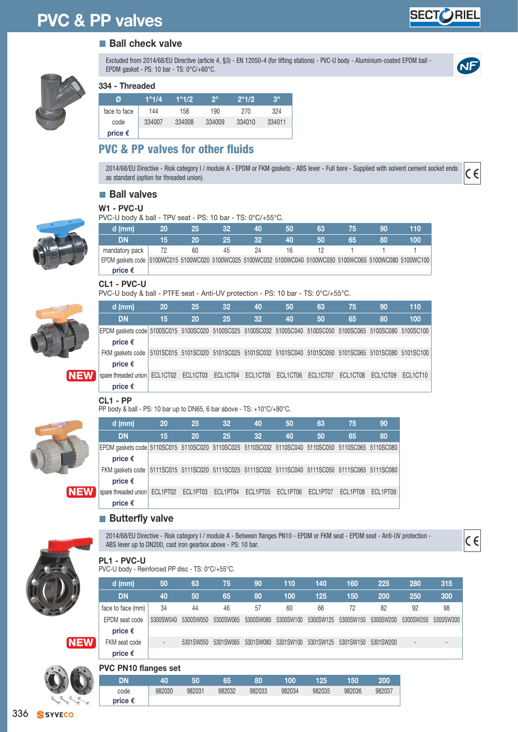# PVC & PP valves

## Ball check valve

Excluded from 2014/68/EU Directive (article 4, §3) - EN 12050-4 (for lifting stations) - PVC-U body - Aluminium-coated EPDM ball - EPDM gasket - PS: 10 bar - TS: 0°C/+60°C.

### 334 - Threaded

| Ø | 1"1/4 | 1"1/2 | 2" | 2"1/2 | 3" |
|---|---|---|---|---|---|
| face to face | 144 | 158 | 190 | 270 | 324 |
| code | 334007 | 334008 | 334009 | 334010 | 334011 |
| price € | | | | | |

## PVC & PP valves for other fluids

2014/68/EU Directive - Risk category I / module A - EPDM or FKM gaskets - ABS lever - Full bore - Supplied with solvent cement socket ends as standard (option for threaded union).

## Ball valves

### W1 - PVC-U

PVC-U body & ball - TPV seat - PS: 10 bar - TS: 0°C/+55°C.

| d (mm) | 20 | 25 | 32 | 40 | 50 | 63 | 75 | 90 | 110 |
|---|---|---|---|---|---|---|---|---|---|
| DN | 15 | 20 | 25 | 32 | 40 | 50 | 65 | 80 | 100 |
| mandatory pack | 72 | 60 | 45 | 24 | 16 | 12 | 1 | 1 | 1 |
| EPDM gaskets code | 5100WC015 | 5100WC020 | 5100WC025 | 5100WC032 | 5100WC040 | 5100WC050 | 5100WC065 | 5100WC080 | 5100WC100 |
| price € | | | | | | | | | |

### CL1 - PVC-U

PVC-U body & ball - PTFE seat - Anti-UV protection - PS: 10 bar - TS: 0°C/+55°C.

| d (mm) | 20 | 25 | 32 | 40 | 50 | 63 | 75 | 90 | 110 |
|---|---|---|---|---|---|---|---|---|---|
| DN | 15 | 20 | 25 | 32 | 40 | 50 | 65 | 80 | 100 |
| EPDM gaskets code | 5100SC015 | 5100SC020 | 5100SC025 | 5100SC032 | 5100SC040 | 5100SC050 | 5100SC065 | 5100SC080 | 5100SC100 |
| price € | | | | | | | | | |
| FKM gaskets code | 5101SC015 | 5101SC020 | 5101SC025 | 5101SC032 | 5101SC040 | 5101SC050 | 5101SC065 | 5101SC080 | 5101SC100 |
| price € | | | | | | | | | |
| NEW spare threaded union | ECL1CT02 | ECL1CT03 | ECL1CT04 | ECL1CT05 | ECL1CT06 | ECL1CT07 | ECL1CT08 | ECL1CT09 | ECL1CT10 |
| price € | | | | | | | | | |

### CL1 - PP

PP body & ball - PS: 10 bar up to DN65, 6 bar above - TS: +10°C/+80°C.

| d (mm) | 20 | 25 | 32 | 40 | 50 | 63 | 75 | 90 |
|---|---|---|---|---|---|---|---|---|
| DN | 15 | 20 | 25 | 32 | 40 | 50 | 65 | 80 |
| EPDM gaskets code | 5110SC015 | 5110SC020 | 5110SC025 | 5110SC032 | 5110SC040 | 5110SC050 | 5110SC065 | 5110SC080 |
| price € | | | | | | | | |
| FKM gaskets code | 5111SC015 | 5111SC020 | 5111SC025 | 5111SC032 | 5111SC040 | 5111SC050 | 5111SC065 | 5111SC080 |
| price € | | | | | | | | |
| NEW spare threaded union | ECL1PT02 | ECL1PT03 | ECL1PT04 | ECL1PT05 | ECL1PT06 | ECL1PT07 | ECL1PT08 | ECL1PT09 |
| price € | | | | | | | | |

## Butterfly valve

2014/68/EU Directive - Risk category I / module A - Between flanges PN10 - EPDM or FKM seat - EPDM seat - Anti-UV protection - ABS lever up to DN200, cast iron gearbox above - PS: 10 bar.

### PL1 - PVC-U

PVC-U body - Reinforced PP disc - TS: 0°C/+55°C.

| d (mm) | 50 | 63 | 75 | 90 | 110 | 140 | 160 | 225 | 280 | 315 |
|---|---|---|---|---|---|---|---|---|---|---|
| DN | 40 | 50 | 65 | 80 | 100 | 125 | 150 | 200 | 250 | 300 |
| face to face (mm) | 34 | 44 | 46 | 57 | 60 | 66 | 72 | 82 | 92 | 98 |
| EPDM seat code | 5300SW040 | 5300SW050 | 5300SW065 | 5300SW080 | 5300SW100 | 5300SW125 | 5300SW150 | 5300SW200 | 5300SW250 | 5300SW300 |
| price € | | | | | | | | | | |
| NEW FKM seat code | - | 5301SW050 | 5301SW065 | 5301SW080 | 5301SW100 | 5301SW125 | 5301SW150 | 5301SW200 | - | - |
| price € | | | | | | | | | | |

### PVC PN10 flanges set

| DN | 40 | 50 | 65 | 80 | 100 | 125 | 150 | 200 |
|---|---|---|---|---|---|---|---|---|
| code | 982030 | 982031 | 982032 | 982033 | 982034 | 982035 | 982036 | 982037 |
| price € | | | | | | | | |